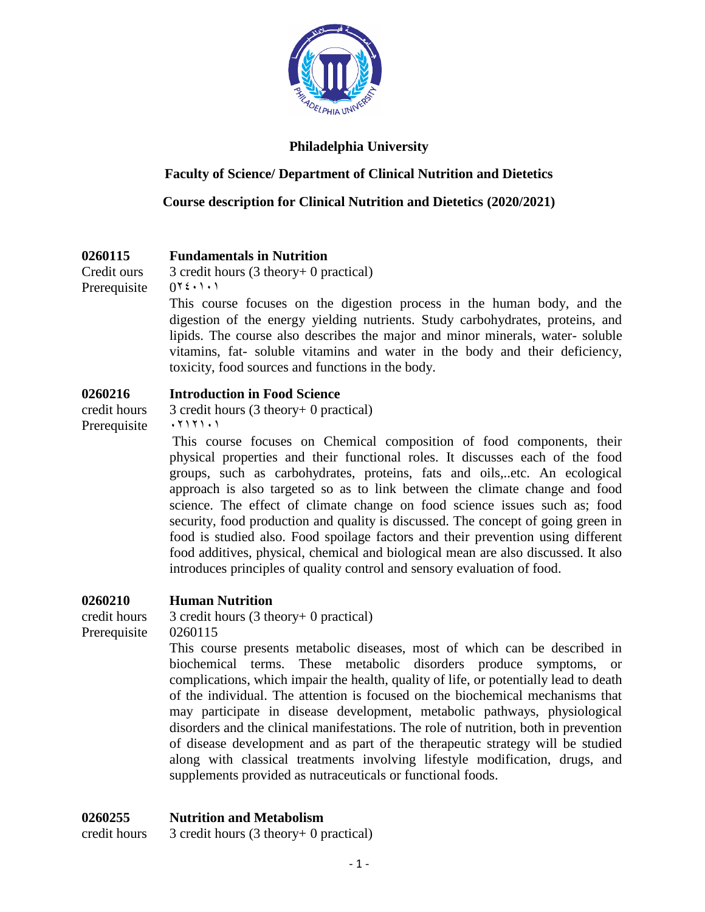**Philadelphia University**

**Faculty of Science/ Department of Clinical Nutrition and Dietetics**

**Course description for Clinical Nutrition and Dietetics (2020/2021)**

**0260115 Fundamentals in Nutrition**

Credit ours 3 credit hours (3 theory+ 0 practical)

Prerequisite 0٢٤٠١٠١

This course focuses on the digestion process in the human body, and the digestion of the energy yielding nutrients. Study carbohydrates, proteins, and lipids. The course also describes the major and minor minerals, water- soluble vitamins, fat- soluble vitamins and water in the body and their deficiency, toxicity, food sources and functions in the body.

**0260216 Introduction in Food Science**

credit hours 3 credit hours (3 theory+ 0 practical)

Prerequisite ٠٢١٢١٠١

This course focuses on Chemical composition of food components, their physical properties and their functional roles. It discusses each of the food groups, such as carbohydrates, proteins, fats and oils,..etc. An ecological approach is also targeted so as to link between the climate change and food science. The effect of climate change on food science issues such as; food security, food production and quality is discussed. The concept of going green in food is studied also. Food spoilage factors and their prevention using different food additives, physical, chemical and biological mean are also discussed. It also introduces principles of quality control and sensory evaluation of food.

**0260210 Human Nutrition**

credit hours 3 credit hours (3 theory+ 0 practical)

Prerequisite 0260115

This course presents metabolic diseases, most of which can be described in biochemical terms. These metabolic disorders produce symptoms, or complications, which impair the health, quality of life, or potentially lead to death of the individual. The attention is focused on the biochemical mechanisms that may participate in disease development, metabolic pathways, physiological disorders and the clinical manifestations. The role of nutrition, both in prevention of disease development and as part of the therapeutic strategy will be studied along with classical treatments involving lifestyle modification, drugs, and supplements provided as nutraceuticals or functional foods.

**0260255 Nutrition and Metabolism**

credit hours 3 credit hours (3 theory+ 0 practical)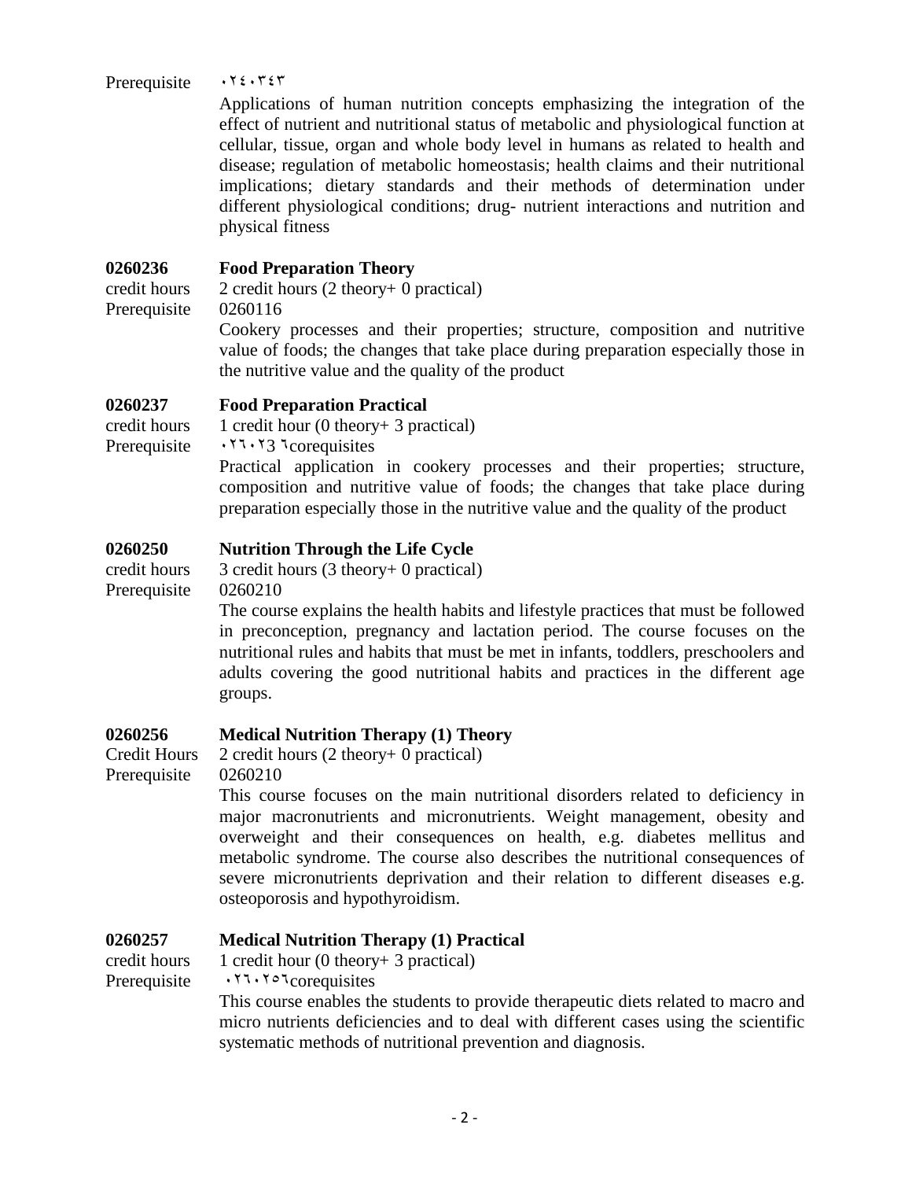Prerequisite ٠٢٤٠٣٤٣

Applications of human nutrition concepts emphasizing the integration of the effect of nutrient and nutritional status of metabolic and physiological function at cellular, tissue, organ and whole body level in humans as related to health and disease; regulation of metabolic homeostasis; health claims and their nutritional implications; dietary standards and their methods of determination under different physiological conditions; drug- nutrient interactions and nutrition and physical fitness

**0260236 Food Preparation Theory**

credit hours 2 credit hours (2 theory+ 0 practical)

Prerequisite 0260116

Cookery processes and their properties; structure, composition and nutritive value of foods; the changes that take place during preparation especially those in the nutritive value and the quality of the product

**0260237 Food Preparation Practical**

credit hours 1 credit hour (0 theory+ 3 practical)

Prerequisite ٠٢٦٠٢3 ٦corequisites

Practical application in cookery processes and their properties; structure, composition and nutritive value of foods; the changes that take place during preparation especially those in the nutritive value and the quality of the product

**0260250 Nutrition Through the Life Cycle**

credit hours 3 credit hours (3 theory+ 0 practical)

Prerequisite 0260210

The course explains the health habits and lifestyle practices that must be followed in preconception, pregnancy and lactation period. The course focuses on the nutritional rules and habits that must be met in infants, toddlers, preschoolers and adults covering the good nutritional habits and practices in the different age groups.

**0260256 Medical Nutrition Therapy (1) Theory**

Credit Hours 2 credit hours (2 theory+ 0 practical)

Prerequisite 0260210

This course focuses on the main nutritional disorders related to deficiency in major macronutrients and micronutrients. Weight management, obesity and overweight and their consequences on health, e.g. diabetes mellitus and metabolic syndrome. The course also describes the nutritional consequences of severe micronutrients deprivation and their relation to different diseases e.g. osteoporosis and hypothyroidism.

**0260257 Medical Nutrition Therapy (1) Practical**

credit hours 1 credit hour (0 theory+ 3 practical)

Prerequisite ٠٢٦٠٢٥٦corequisites

This course enables the students to provide therapeutic diets related to macro and micro nutrients deficiencies and to deal with different cases using the scientific systematic methods of nutritional prevention and diagnosis.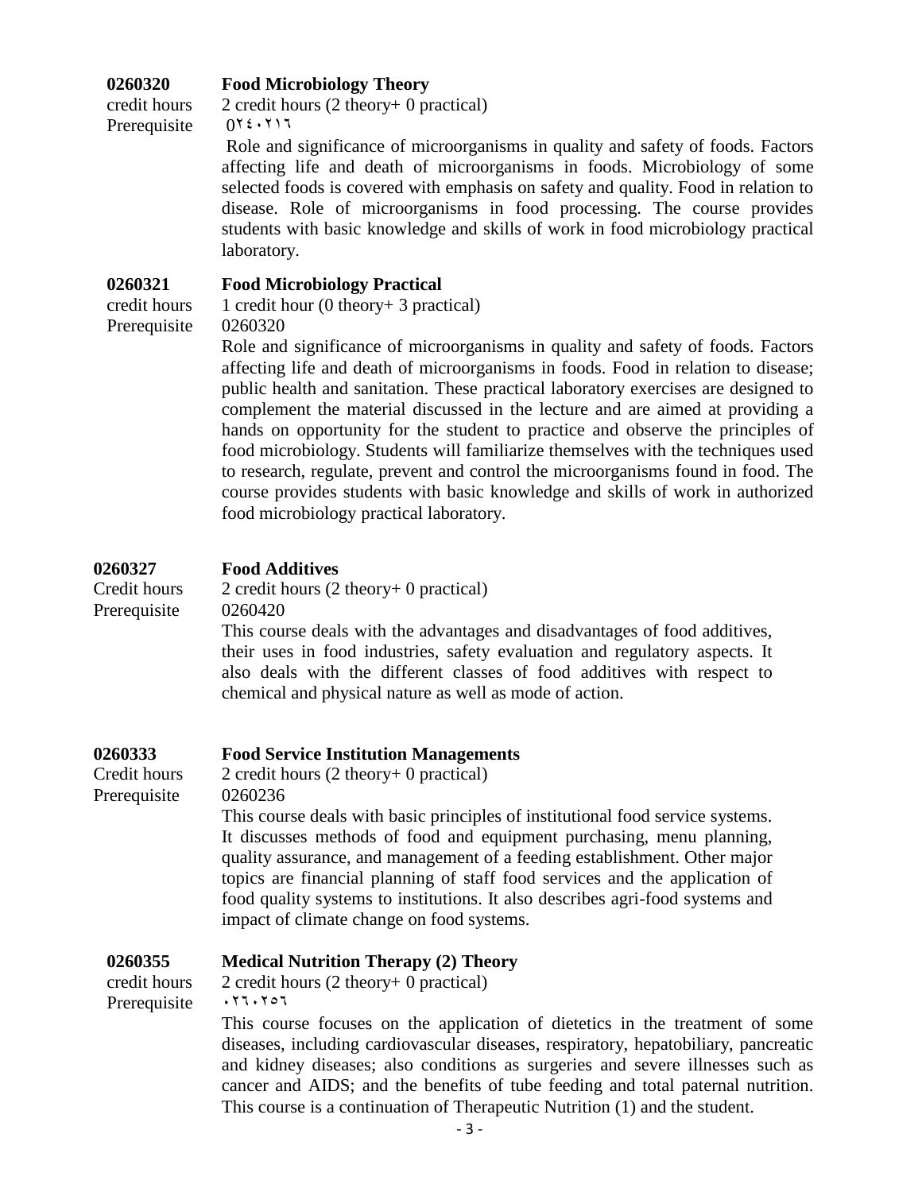**0260320** **Food Microbiology Theory**

credit hours 2 credit hours (2 theory+ 0 practical)

Prerequisite 0٢٤٠٢١٦

Role and significance of microorganisms in quality and safety of foods. Factors affecting life and death of microorganisms in foods. Microbiology of some selected foods is covered with emphasis on safety and quality. Food in relation to disease. Role of microorganisms in food processing. The course provides students with basic knowledge and skills of work in food microbiology practical laboratory.

**0260321** **Food Microbiology Practical**

credit hours 1 credit hour (0 theory+ 3 practical)

Prerequisite 0260320

Role and significance of microorganisms in quality and safety of foods. Factors affecting life and death of microorganisms in foods. Food in relation to disease; public health and sanitation. These practical laboratory exercises are designed to complement the material discussed in the lecture and are aimed at providing a hands on opportunity for the student to practice and observe the principles of food microbiology. Students will familiarize themselves with the techniques used to research, regulate, prevent and control the microorganisms found in food. The course provides students with basic knowledge and skills of work in authorized food microbiology practical laboratory.

**0260327** **Food Additives**

Credit hours 2 credit hours (2 theory+ 0 practical)

Prerequisite 0260420

This course deals with the advantages and disadvantages of food additives, their uses in food industries, safety evaluation and regulatory aspects. It also deals with the different classes of food additives with respect to chemical and physical nature as well as mode of action.

**0260333** **Food Service Institution Managements**

Credit hours 2 credit hours (2 theory+ 0 practical)

Prerequisite 0260236

This course deals with basic principles of institutional food service systems. It discusses methods of food and equipment purchasing, menu planning, quality assurance, and management of a feeding establishment. Other major topics are financial planning of staff food services and the application of food quality systems to institutions. It also describes agri-food systems and impact of climate change on food systems.

**0260355** **Medical Nutrition Therapy (2) Theory**

credit hours 2 credit hours (2 theory+ 0 practical)

Prerequisite ٠٢٦٠٢٥٦

This course focuses on the application of dietetics in the treatment of some diseases, including cardiovascular diseases, respiratory, hepatobiliary, pancreatic and kidney diseases; also conditions as surgeries and severe illnesses such as cancer and AIDS; and the benefits of tube feeding and total paternal nutrition. This course is a continuation of Therapeutic Nutrition (1) and the student.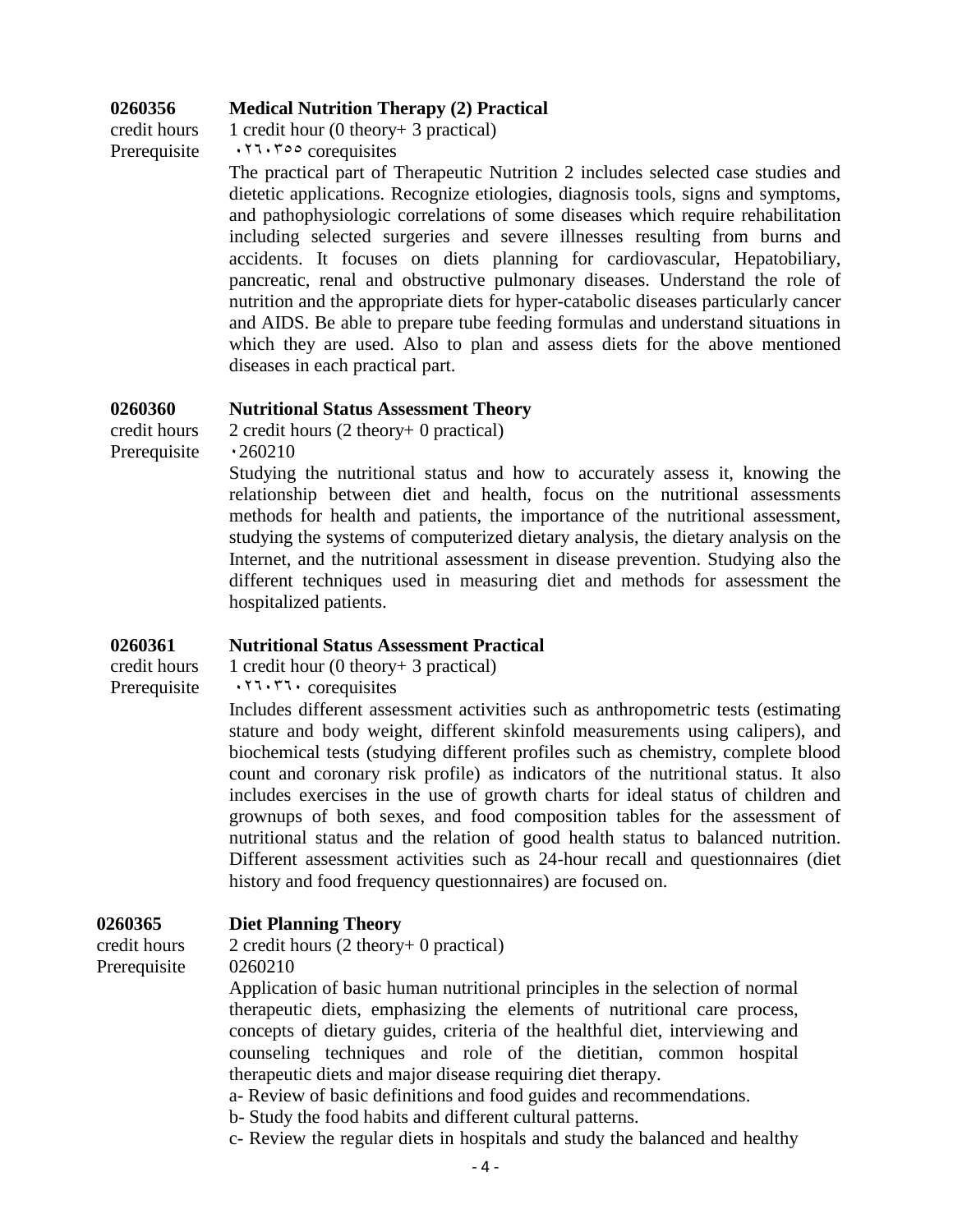**0260356** **Medical Nutrition Therapy (2) Practical**

credit hours 1 credit hour (0 theory+ 3 practical)

Prerequisite ٠٢٦٠٣٥٥ corequisites

The practical part of Therapeutic Nutrition 2 includes selected case studies and dietetic applications. Recognize etiologies, diagnosis tools, signs and symptoms, and pathophysiologic correlations of some diseases which require rehabilitation including selected surgeries and severe illnesses resulting from burns and accidents. It focuses on diets planning for cardiovascular, Hepatobiliary, pancreatic, renal and obstructive pulmonary diseases. Understand the role of nutrition and the appropriate diets for hyper-catabolic diseases particularly cancer and AIDS. Be able to prepare tube feeding formulas and understand situations in which they are used. Also to plan and assess diets for the above mentioned diseases in each practical part.

**0260360** **Nutritional Status Assessment Theory**

credit hours 2 credit hours (2 theory+ 0 practical)

Prerequisite ٠260210

Studying the nutritional status and how to accurately assess it, knowing the relationship between diet and health, focus on the nutritional assessments methods for health and patients, the importance of the nutritional assessment, studying the systems of computerized dietary analysis, the dietary analysis on the Internet, and the nutritional assessment in disease prevention. Studying also the different techniques used in measuring diet and methods for assessment the hospitalized patients.

**0260361** **Nutritional Status Assessment Practical**

credit hours 1 credit hour (0 theory+ 3 practical)

Prerequisite ٠٢٦٠٣٦٠ corequisites

Includes different assessment activities such as anthropometric tests (estimating stature and body weight, different skinfold measurements using calipers), and biochemical tests (studying different profiles such as chemistry, complete blood count and coronary risk profile) as indicators of the nutritional status. It also includes exercises in the use of growth charts for ideal status of children and grownups of both sexes, and food composition tables for the assessment of nutritional status and the relation of good health status to balanced nutrition. Different assessment activities such as 24-hour recall and questionnaires (diet history and food frequency questionnaires) are focused on.

**0260365** **Diet Planning Theory**

credit hours 2 credit hours (2 theory+ 0 practical)

Prerequisite 0260210

Application of basic human nutritional principles in the selection of normal therapeutic diets, emphasizing the elements of nutritional care process, concepts of dietary guides, criteria of the healthful diet, interviewing and counseling techniques and role of the dietitian, common hospital therapeutic diets and major disease requiring diet therapy.

a- Review of basic definitions and food guides and recommendations.

b- Study the food habits and different cultural patterns.

c- Review the regular diets in hospitals and study the balanced and healthy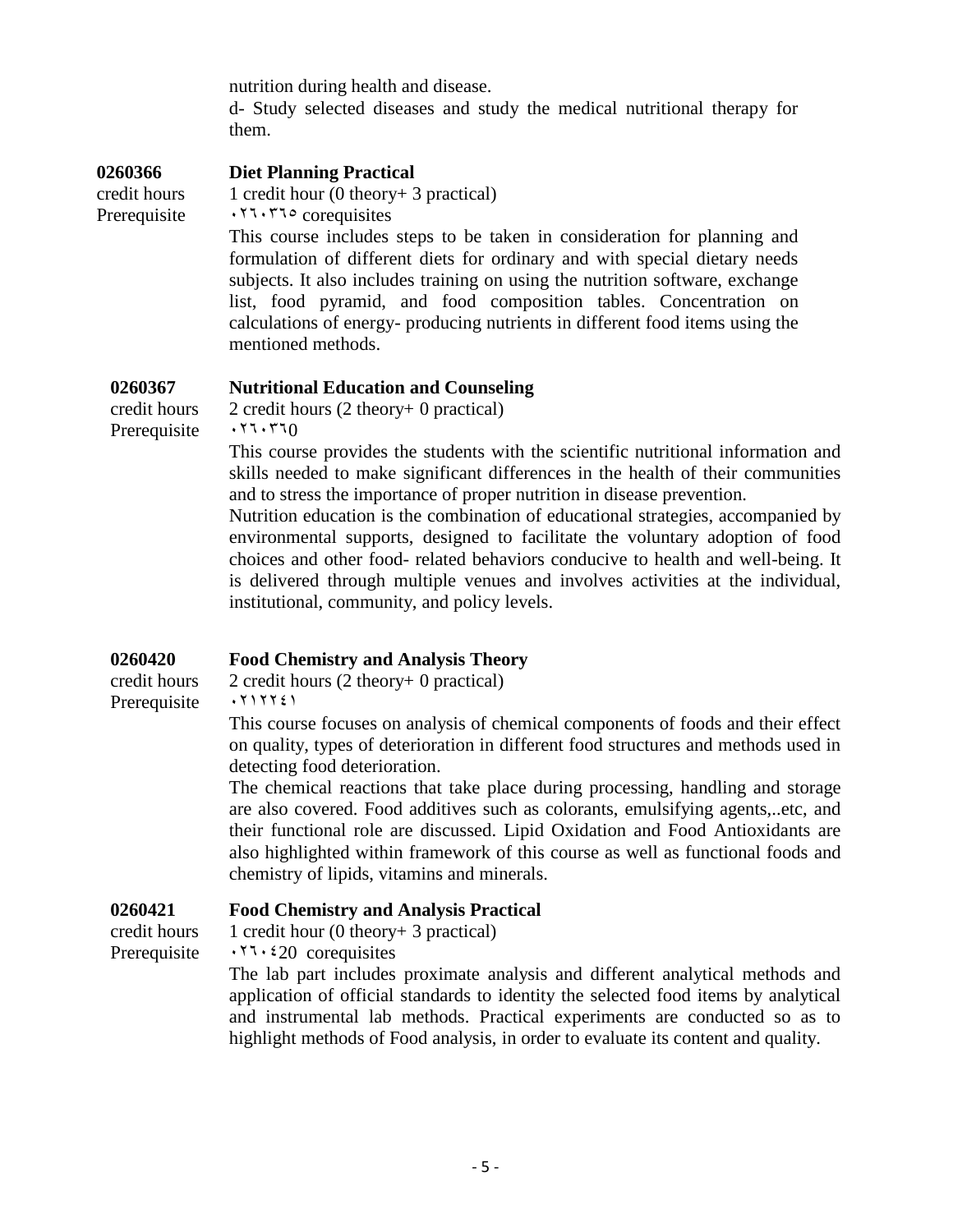nutrition during health and disease.

d- Study selected diseases and study the medical nutritional therapy for them.

**0260366** **Diet Planning Practical**

credit hours 1 credit hour (0 theory+ 3 practical)

Prerequisite ٠٢٦٠٣٦٥ corequisites

This course includes steps to be taken in consideration for planning and formulation of different diets for ordinary and with special dietary needs subjects. It also includes training on using the nutrition software, exchange list, food pyramid, and food composition tables. Concentration on calculations of energy- producing nutrients in different food items using the mentioned methods.

**0260367** **Nutritional Education and Counseling**

credit hours 2 credit hours (2 theory+ 0 practical)

Prerequisite ٠٢٦٠٣٦0

This course provides the students with the scientific nutritional information and skills needed to make significant differences in the health of their communities and to stress the importance of proper nutrition in disease prevention.

Nutrition education is the combination of educational strategies, accompanied by environmental supports, designed to facilitate the voluntary adoption of food choices and other food- related behaviors conducive to health and well-being. It is delivered through multiple venues and involves activities at the individual, institutional, community, and policy levels.

**0260420** **Food Chemistry and Analysis Theory**

credit hours 2 credit hours (2 theory+ 0 practical)

Prerequisite ٠٢١٢٢٤١

This course focuses on analysis of chemical components of foods and their effect on quality, types of deterioration in different food structures and methods used in detecting food deterioration.

The chemical reactions that take place during processing, handling and storage are also covered. Food additives such as colorants, emulsifying agents,..etc, and their functional role are discussed. Lipid Oxidation and Food Antioxidants are also highlighted within framework of this course as well as functional foods and chemistry of lipids, vitamins and minerals.

**0260421** **Food Chemistry and Analysis Practical**

credit hours 1 credit hour (0 theory+ 3 practical)

Prerequisite ٠٢٦٠٤20 corequisites

The lab part includes proximate analysis and different analytical methods and application of official standards to identity the selected food items by analytical and instrumental lab methods. Practical experiments are conducted so as to highlight methods of Food analysis, in order to evaluate its content and quality.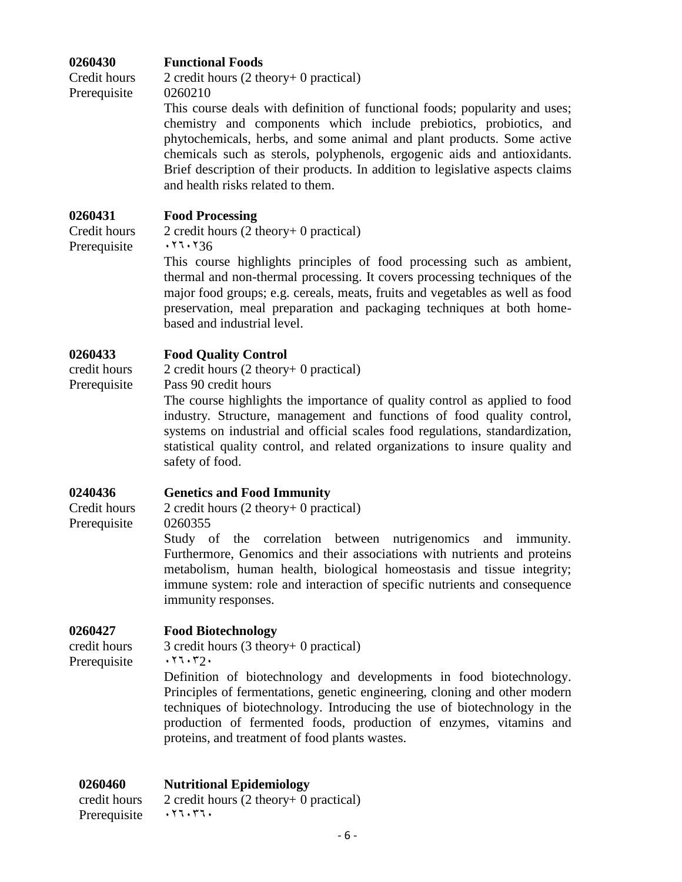**0260430** **Functional Foods**

Credit hours 2 credit hours (2 theory+ 0 practical)

Prerequisite 0260210

This course deals with definition of functional foods; popularity and uses; chemistry and components which include prebiotics, probiotics, and phytochemicals, herbs, and some animal and plant products. Some active chemicals such as sterols, polyphenols, ergogenic aids and antioxidants. Brief description of their products. In addition to legislative aspects claims and health risks related to them.

**0260431** **Food Processing**

Credit hours 2 credit hours (2 theory+ 0 practical)

Prerequisite ٠٢٦٠٢36

This course highlights principles of food processing such as ambient, thermal and non-thermal processing. It covers processing techniques of the major food groups; e.g. cereals, meats, fruits and vegetables as well as food preservation, meal preparation and packaging techniques at both home-based and industrial level.

**0260433** **Food Quality Control**

credit hours 2 credit hours (2 theory+ 0 practical)

Prerequisite Pass 90 credit hours

The course highlights the importance of quality control as applied to food industry. Structure, management and functions of food quality control, systems on industrial and official scales food regulations, standardization, statistical quality control, and related organizations to insure quality and safety of food.

**0240436** **Genetics and Food Immunity**

Credit hours 2 credit hours (2 theory+ 0 practical)

Prerequisite 0260355

Study of the correlation between nutrigenomics and immunity. Furthermore, Genomics and their associations with nutrients and proteins metabolism, human health, biological homeostasis and tissue integrity; immune system: role and interaction of specific nutrients and consequence immunity responses.

**0260427** **Food Biotechnology**

credit hours 3 credit hours (3 theory+ 0 practical)

Prerequisite ٠٢٦٠٣2٠

Definition of biotechnology and developments in food biotechnology. Principles of fermentations, genetic engineering, cloning and other modern techniques of biotechnology. Introducing the use of biotechnology in the production of fermented foods, production of enzymes, vitamins and proteins, and treatment of food plants wastes.

**0260460** **Nutritional Epidemiology**

credit hours 2 credit hours (2 theory+ 0 practical)

Prerequisite ٠٢٦٠٣٦٠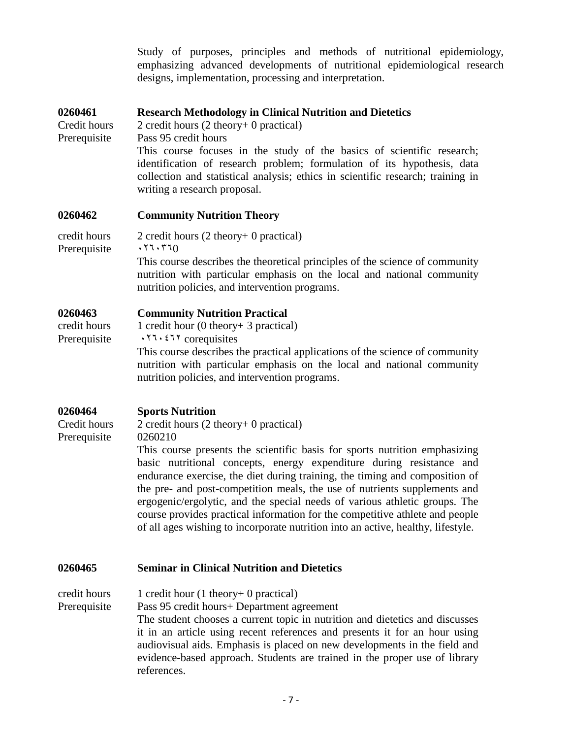Study of purposes, principles and methods of nutritional epidemiology, emphasizing advanced developments of nutritional epidemiological research designs, implementation, processing and interpretation.

**0260461 Research Methodology in Clinical Nutrition and Dietetics**

Credit hours 2 credit hours (2 theory+ 0 practical)

Prerequisite Pass 95 credit hours

This course focuses in the study of the basics of scientific research; identification of research problem; formulation of its hypothesis, data collection and statistical analysis; ethics in scientific research; training in writing a research proposal.

**0260462 Community Nutrition Theory**

credit hours 2 credit hours (2 theory+ 0 practical)

Prerequisite ٠٢٦٠٣٦0

This course describes the theoretical principles of the science of community nutrition with particular emphasis on the local and national community nutrition policies, and intervention programs.

**0260463 Community Nutrition Practical**

credit hours 1 credit hour (0 theory+ 3 practical)

Prerequisite ٠٢٦٠٤٦٢ corequisites

This course describes the practical applications of the science of community nutrition with particular emphasis on the local and national community nutrition policies, and intervention programs.

**0260464 Sports Nutrition**

Credit hours 2 credit hours (2 theory+ 0 practical)

Prerequisite 0260210

This course presents the scientific basis for sports nutrition emphasizing basic nutritional concepts, energy expenditure during resistance and endurance exercise, the diet during training, the timing and composition of the pre- and post-competition meals, the use of nutrients supplements and ergogenic/ergolytic, and the special needs of various athletic groups. The course provides practical information for the competitive athlete and people of all ages wishing to incorporate nutrition into an active, healthy, lifestyle.

**0260465 Seminar in Clinical Nutrition and Dietetics**

credit hours 1 credit hour (1 theory+ 0 practical)

Prerequisite Pass 95 credit hours+ Department agreement

The student chooses a current topic in nutrition and dietetics and discusses it in an article using recent references and presents it for an hour using audiovisual aids. Emphasis is placed on new developments in the field and evidence-based approach. Students are trained in the proper use of library references.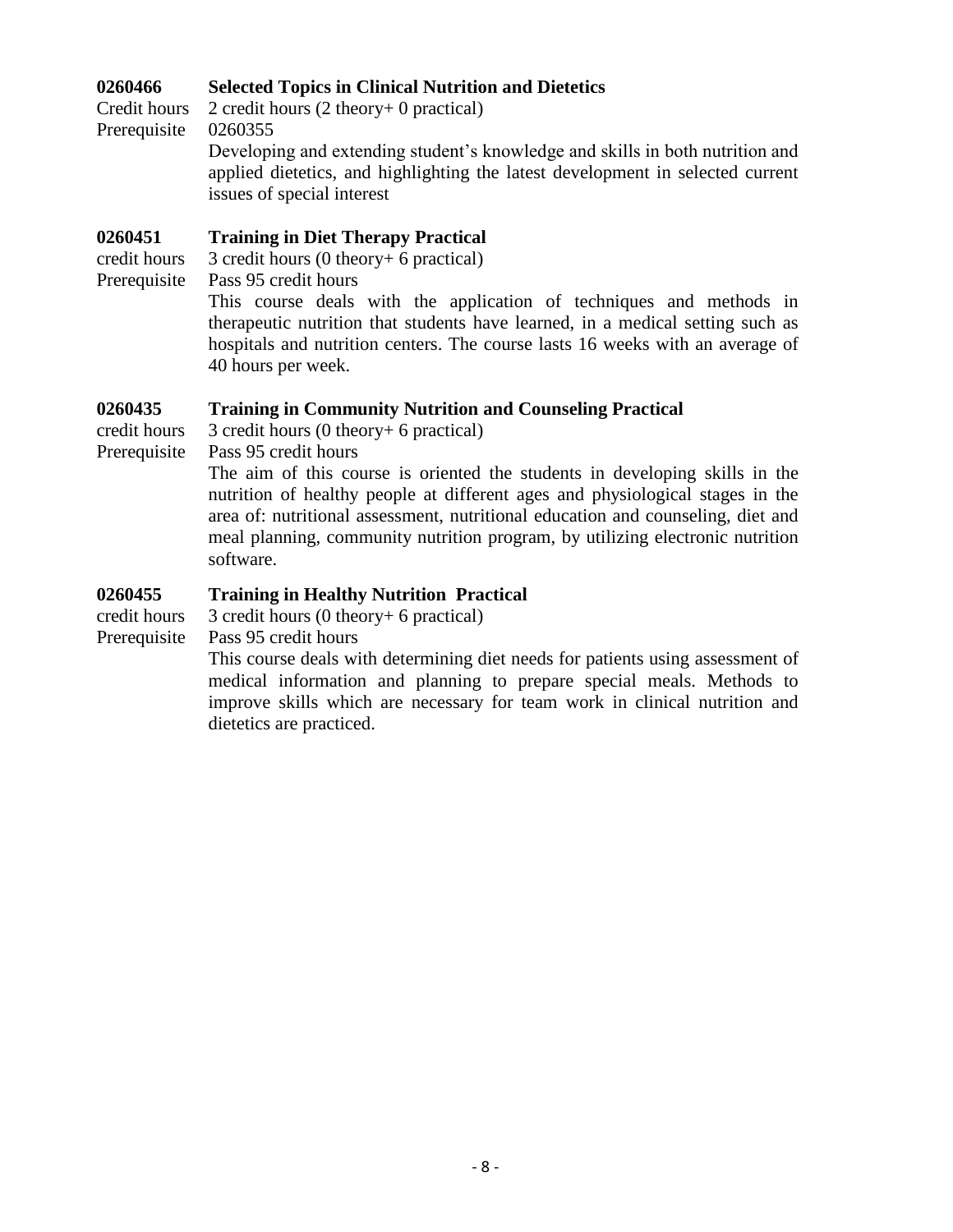**0260466 Selected Topics in Clinical Nutrition and Dietetics**

Credit hours 2 credit hours (2 theory+ 0 practical)

Prerequisite 0260355

Developing and extending student's knowledge and skills in both nutrition and applied dietetics, and highlighting the latest development in selected current issues of special interest

**0260451 Training in Diet Therapy Practical**

credit hours 3 credit hours (0 theory+ 6 practical)

Prerequisite Pass 95 credit hours

This course deals with the application of techniques and methods in therapeutic nutrition that students have learned, in a medical setting such as hospitals and nutrition centers. The course lasts 16 weeks with an average of 40 hours per week.

**0260435 Training in Community Nutrition and Counseling Practical**

credit hours 3 credit hours (0 theory+ 6 practical)

Prerequisite Pass 95 credit hours

The aim of this course is oriented the students in developing skills in the nutrition of healthy people at different ages and physiological stages in the area of: nutritional assessment, nutritional education and counseling, diet and meal planning, community nutrition program, by utilizing electronic nutrition software.

**0260455 Training in Healthy Nutrition Practical**

credit hours 3 credit hours (0 theory+ 6 practical)

Prerequisite Pass 95 credit hours

This course deals with determining diet needs for patients using assessment of medical information and planning to prepare special meals. Methods to improve skills which are necessary for team work in clinical nutrition and dietetics are practiced.